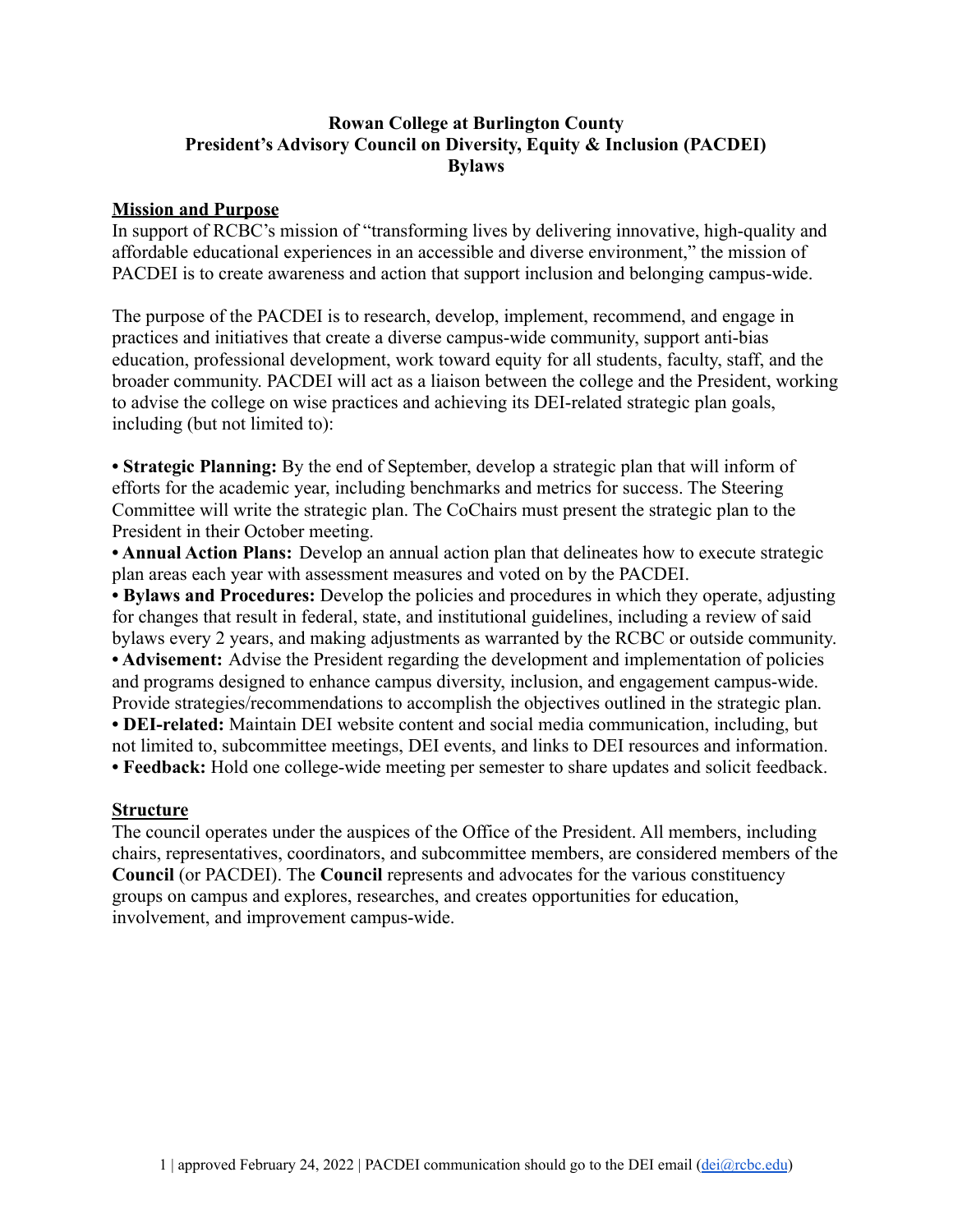# Rowan College at Burlington County
# President's Advisory Council on Diversity, Equity & Inclusion (PACDEI)
# Bylaws

## Mission and Purpose

In support of RCBC's mission of "transforming lives by delivering innovative, high-quality and affordable educational experiences in an accessible and diverse environment," the mission of PACDEI is to create awareness and action that support inclusion and belonging campus-wide.

The purpose of the PACDEI is to research, develop, implement, recommend, and engage in practices and initiatives that create a diverse campus-wide community, support anti-bias education, professional development, work toward equity for all students, faculty, staff, and the broader community. PACDEI will act as a liaison between the college and the President, working to advise the college on wise practices and achieving its DEI-related strategic plan goals, including (but not limited to):

- **Strategic Planning:** By the end of September, develop a strategic plan that will inform of efforts for the academic year, including benchmarks and metrics for success. The Steering Committee will write the strategic plan. The CoChairs must present the strategic plan to the President in their October meeting.
- **Annual Action Plans:** Develop an annual action plan that delineates how to execute strategic plan areas each year with assessment measures and voted on by the PACDEI.
- **Bylaws and Procedures:** Develop the policies and procedures in which they operate, adjusting for changes that result in federal, state, and institutional guidelines, including a review of said bylaws every 2 years, and making adjustments as warranted by the RCBC or outside community.
- **Advisement:** Advise the President regarding the development and implementation of policies and programs designed to enhance campus diversity, inclusion, and engagement campus-wide. Provide strategies/recommendations to accomplish the objectives outlined in the strategic plan.
- **DEI-related:** Maintain DEI website content and social media communication, including, but not limited to, subcommittee meetings, DEI events, and links to DEI resources and information.
- **Feedback:** Hold one college-wide meeting per semester to share updates and solicit feedback.

## Structure

The council operates under the auspices of the Office of the President. All members, including chairs, representatives, coordinators, and subcommittee members, are considered members of the **Council** (or PACDEI). The **Council** represents and advocates for the various constituency groups on campus and explores, researches, and creates opportunities for education, involvement, and improvement campus-wide.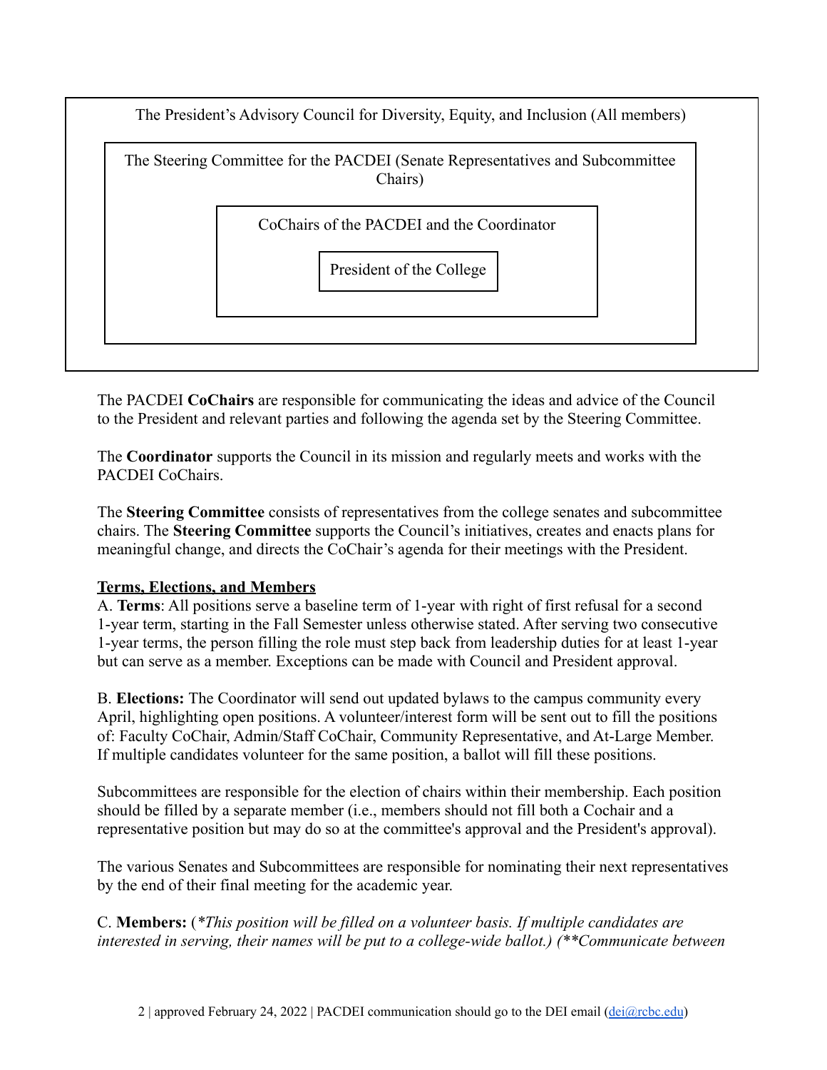The President's Advisory Council for Diversity, Equity, and Inclusion (All members)

> The Steering Committee for the PACDEI (Senate Representatives and Subcommittee Chairs)
>
> > CoChairs of the PACDEI and the Coordinator
> >
> > > President of the College

The PACDEI **CoChairs** are responsible for communicating the ideas and advice of the Council to the President and relevant parties and following the agenda set by the Steering Committee.

The **Coordinator** supports the Council in its mission and regularly meets and works with the PACDEI CoChairs.

The **Steering Committee** consists of representatives from the college senates and subcommittee chairs. The **Steering Committee** supports the Council's initiatives, creates and enacts plans for meaningful change, and directs the CoChair's agenda for their meetings with the President.

**Terms, Elections, and Members**

A. **Terms**: All positions serve a baseline term of 1-year with right of first refusal for a second 1-year term, starting in the Fall Semester unless otherwise stated. After serving two consecutive 1-year terms, the person filling the role must step back from leadership duties for at least 1-year but can serve as a member. Exceptions can be made with Council and President approval.

B. **Elections:** The Coordinator will send out updated bylaws to the campus community every April, highlighting open positions. A volunteer/interest form will be sent out to fill the positions of: Faculty CoChair, Admin/Staff CoChair, Community Representative, and At-Large Member. If multiple candidates volunteer for the same position, a ballot will fill these positions.

Subcommittees are responsible for the election of chairs within their membership. Each position should be filled by a separate member (i.e., members should not fill both a Cochair and a representative position but may do so at the committee's approval and the President's approval).

The various Senates and Subcommittees are responsible for nominating their next representatives by the end of their final meeting for the academic year.

C. **Members:** (*\*This position will be filled on a volunteer basis. If multiple candidates are interested in serving, their names will be put to a college-wide ballot.) (\*\*Communicate between*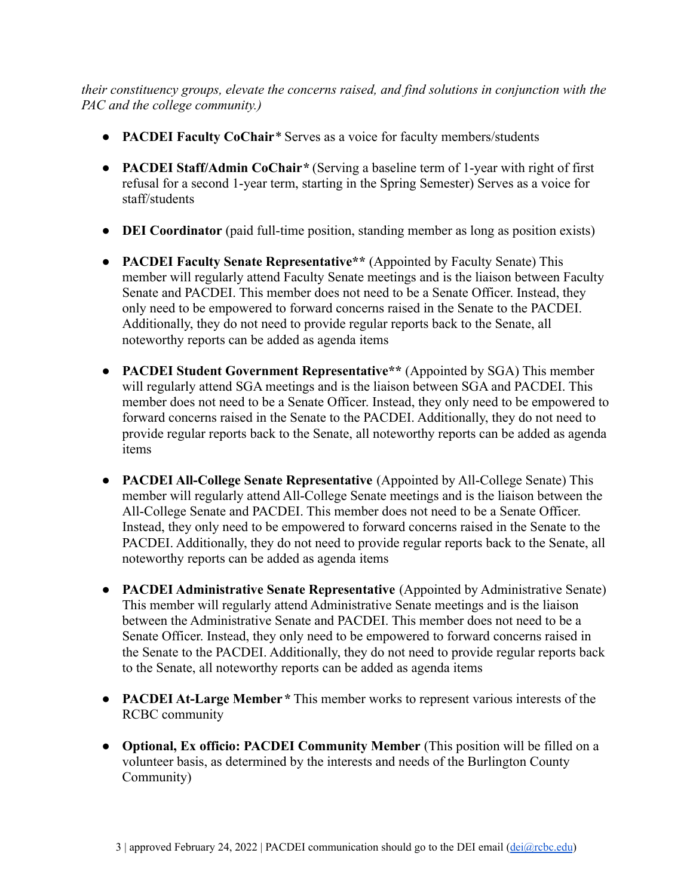*their constituency groups, elevate the concerns raised, and find solutions in conjunction with the PAC and the college community.)*

- **PACDEI Faculty CoChair*** Serves as a voice for faculty members/students
- **PACDEI Staff/Admin CoChair*** (Serving a baseline term of 1-year with right of first refusal for a second 1-year term, starting in the Spring Semester) Serves as a voice for staff/students
- **DEI Coordinator** (paid full-time position, standing member as long as position exists)
- **PACDEI Faculty Senate Representative**** (Appointed by Faculty Senate) This member will regularly attend Faculty Senate meetings and is the liaison between Faculty Senate and PACDEI. This member does not need to be a Senate Officer. Instead, they only need to be empowered to forward concerns raised in the Senate to the PACDEI. Additionally, they do not need to provide regular reports back to the Senate, all noteworthy reports can be added as agenda items
- **PACDEI Student Government Representative**** (Appointed by SGA) This member will regularly attend SGA meetings and is the liaison between SGA and PACDEI. This member does not need to be a Senate Officer. Instead, they only need to be empowered to forward concerns raised in the Senate to the PACDEI. Additionally, they do not need to provide regular reports back to the Senate, all noteworthy reports can be added as agenda items
- **PACDEI All-College Senate Representative** (Appointed by All-College Senate) This member will regularly attend All-College Senate meetings and is the liaison between the All-College Senate and PACDEI. This member does not need to be a Senate Officer. Instead, they only need to be empowered to forward concerns raised in the Senate to the PACDEI. Additionally, they do not need to provide regular reports back to the Senate, all noteworthy reports can be added as agenda items
- **PACDEI Administrative Senate Representative** (Appointed by Administrative Senate) This member will regularly attend Administrative Senate meetings and is the liaison between the Administrative Senate and PACDEI. This member does not need to be a Senate Officer. Instead, they only need to be empowered to forward concerns raised in the Senate to the PACDEI. Additionally, they do not need to provide regular reports back to the Senate, all noteworthy reports can be added as agenda items
- **PACDEI At-Large Member*** This member works to represent various interests of the RCBC community
- **Optional, Ex officio: PACDEI Community Member** (This position will be filled on a volunteer basis, as determined by the interests and needs of the Burlington County Community)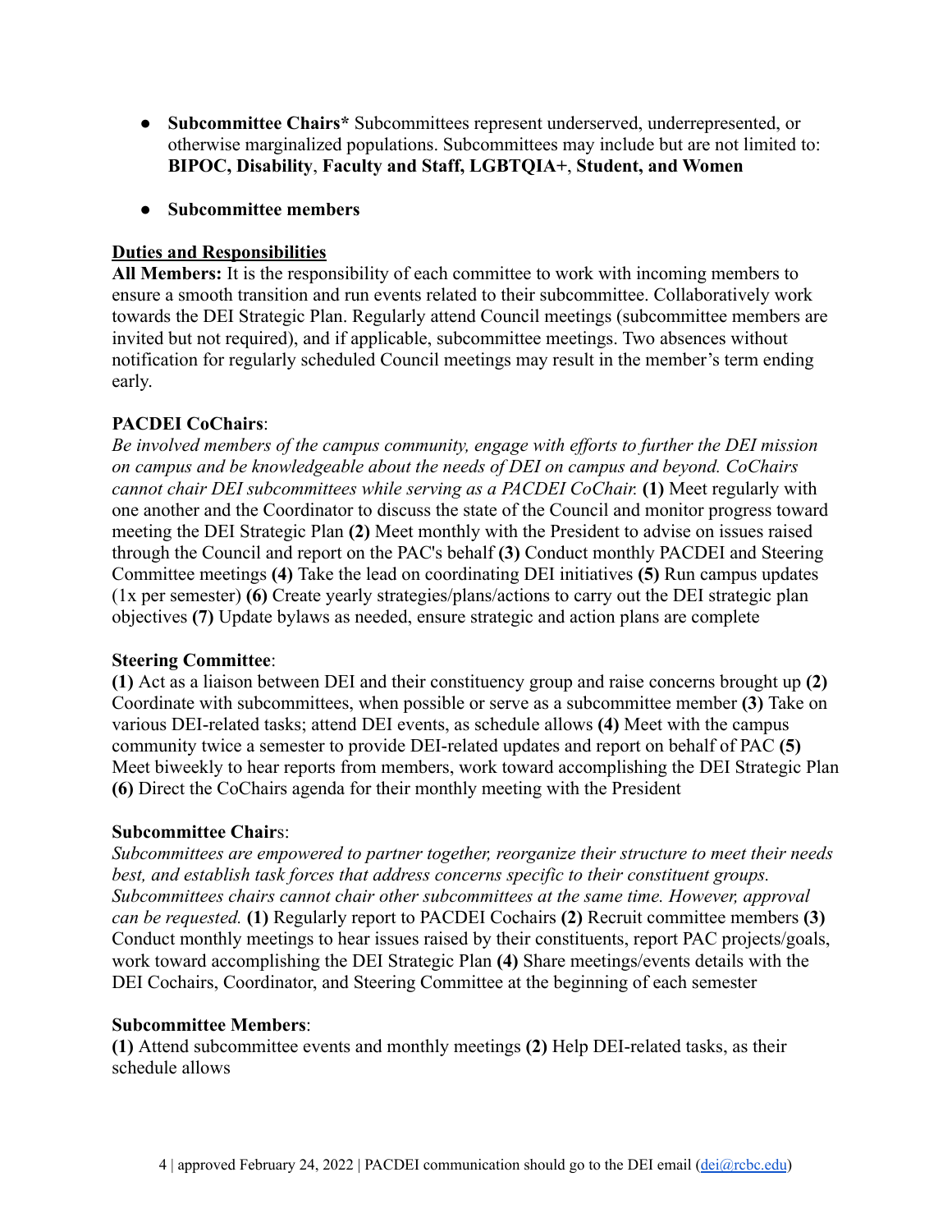- **Subcommittee Chairs*** Subcommittees represent underserved, underrepresented, or otherwise marginalized populations. Subcommittees may include but are not limited to: **BIPOC, Disability**, **Faculty and Staff, LGBTQIA+**, **Student, and Women**

- **Subcommittee members**

**Duties and Responsibilities**

**All Members:** It is the responsibility of each committee to work with incoming members to ensure a smooth transition and run events related to their subcommittee. Collaboratively work towards the DEI Strategic Plan. Regularly attend Council meetings (subcommittee members are invited but not required), and if applicable, subcommittee meetings. Two absences without notification for regularly scheduled Council meetings may result in the member's term ending early.

**PACDEI CoChairs**:
*Be involved members of the campus community, engage with efforts to further the DEI mission on campus and be knowledgeable about the needs of DEI on campus and beyond. CoChairs cannot chair DEI subcommittees while serving as a PACDEI CoChair.* **(1)** Meet regularly with one another and the Coordinator to discuss the state of the Council and monitor progress toward meeting the DEI Strategic Plan **(2)** Meet monthly with the President to advise on issues raised through the Council and report on the PAC's behalf **(3)** Conduct monthly PACDEI and Steering Committee meetings **(4)** Take the lead on coordinating DEI initiatives **(5)** Run campus updates (1x per semester) **(6)** Create yearly strategies/plans/actions to carry out the DEI strategic plan objectives **(7)** Update bylaws as needed, ensure strategic and action plans are complete

**Steering Committee**:
**(1)** Act as a liaison between DEI and their constituency group and raise concerns brought up **(2)** Coordinate with subcommittees, when possible or serve as a subcommittee member **(3)** Take on various DEI-related tasks; attend DEI events, as schedule allows **(4)** Meet with the campus community twice a semester to provide DEI-related updates and report on behalf of PAC **(5)** Meet biweekly to hear reports from members, work toward accomplishing the DEI Strategic Plan **(6)** Direct the CoChairs agenda for their monthly meeting with the President

**Subcommittee Chair**s:
*Subcommittees are empowered to partner together, reorganize their structure to meet their needs best, and establish task forces that address concerns specific to their constituent groups. Subcommittees chairs cannot chair other subcommittees at the same time. However, approval can be requested.* **(1)** Regularly report to PACDEI Cochairs **(2)** Recruit committee members **(3)** Conduct monthly meetings to hear issues raised by their constituents, report PAC projects/goals, work toward accomplishing the DEI Strategic Plan **(4)** Share meetings/events details with the DEI Cochairs, Coordinator, and Steering Committee at the beginning of each semester

**Subcommittee Members**:
**(1)** Attend subcommittee events and monthly meetings **(2)** Help DEI-related tasks, as their schedule allows